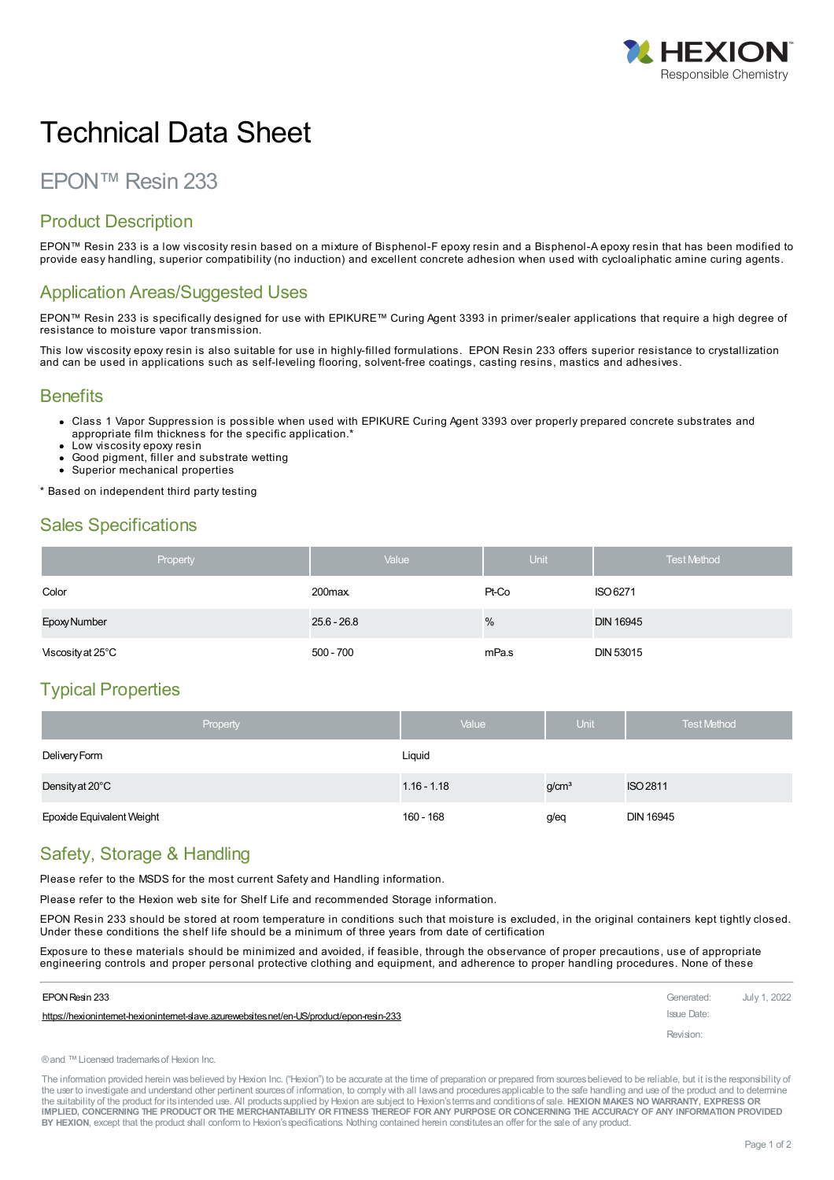# Technical Data Sheet

## EPON™ Resin 233

### Product Description

EPON™ Resin 233 is a low viscosity resin based on a mixture of Bisphenol-F epoxy resin and a Bisphenol-A epoxy resin that has been modified to provide easy handling, superior compatibility (no induction) and excellent concrete adhesion when used with cycloaliphatic amine curing agents.

### Application Areas/Suggested Uses

EPON™ Resin 233 is specifically designed for use with EPIKURE™ Curing Agent 3393 in primer/sealer applications that require a high degree of resistance to moisture vapor transmission.

This low viscosity epoxy resin is also suitable for use in highly-filled formulations. EPON Resin 233 offers superior resistance to crystallization and can be used in applications such as self-leveling flooring, solvent-free coatings, casting resins, mastics and adhesives.

### Benefits

- Class 1 Vapor Suppression is possible when used with EPIKURE Curing Agent 3393 over properly prepared concrete substrates and appropriate film thickness for the specific application.*
- Low viscosity epoxy resin
- Good pigment, filler and substrate wetting
- Superior mechanical properties

\* Based on independent third party testing

### Sales Specifications

| Property | Value | Unit | Test Method |
|---|---|---|---|
| Color | 200max. | Pt-Co | ISO 6271 |
| Epoxy Number | 25.6 - 26.8 | % | DIN 16945 |
| Viscosity at 25°C | 500 - 700 | mPa.s | DIN 53015 |

### Typical Properties

| Property | Value | Unit | Test Method |
|---|---|---|---|
| Delivery Form | Liquid | | |
| Density at 20°C | 1.16 - 1.18 | g/cm³ | ISO 2811 |
| Epoxide Equivalent Weight | 160 - 168 | g/eq | DIN 16945 |

### Safety, Storage & Handling

Please refer to the MSDS for the most current Safety and Handling information.

Please refer to the Hexion web site for Shelf Life and recommended Storage information.

EPON Resin 233 should be stored at room temperature in conditions such that moisture is excluded, in the original containers kept tightly closed. Under these conditions the shelf life should be a minimum of three years from date of certification

Exposure to these materials should be minimized and avoided, if feasible, through the observance of proper precautions, use of appropriate engineering controls and proper personal protective clothing and equipment, and adherence to proper handling procedures. None of these

EPON Resin 233
https://hexioninternet-hexioninternet-slave.azurewebsites.net/en-US/product/epon-resin-233

Generated: July 1, 2022
Issue Date:
Revision:

® and ™ Licensed trademarks of Hexion Inc.

The information provided herein was believed by Hexion Inc. ("Hexion") to be accurate at the time of preparation or prepared from sources believed to be reliable, but it is the responsibility of the user to investigate and understand other pertinent sources of information, to comply with all laws and procedures applicable to the safe handling and use of the product and to determine the suitability of the product for its intended use. All products supplied by Hexion are subject to Hexion's terms and conditions of sale. **HEXION MAKES NO WARRANTY, EXPRESS OR IMPLIED, CONCERNING THE PRODUCT OR THE MERCHANTABILITY OR FITNESS THEREOF FOR ANY PURPOSE OR CONCERNING THE ACCURACY OF ANY INFORMATION PROVIDED BY HEXION**, except that the product shall conform to Hexion's specifications. Nothing contained herein constitutes an offer for the sale of any product.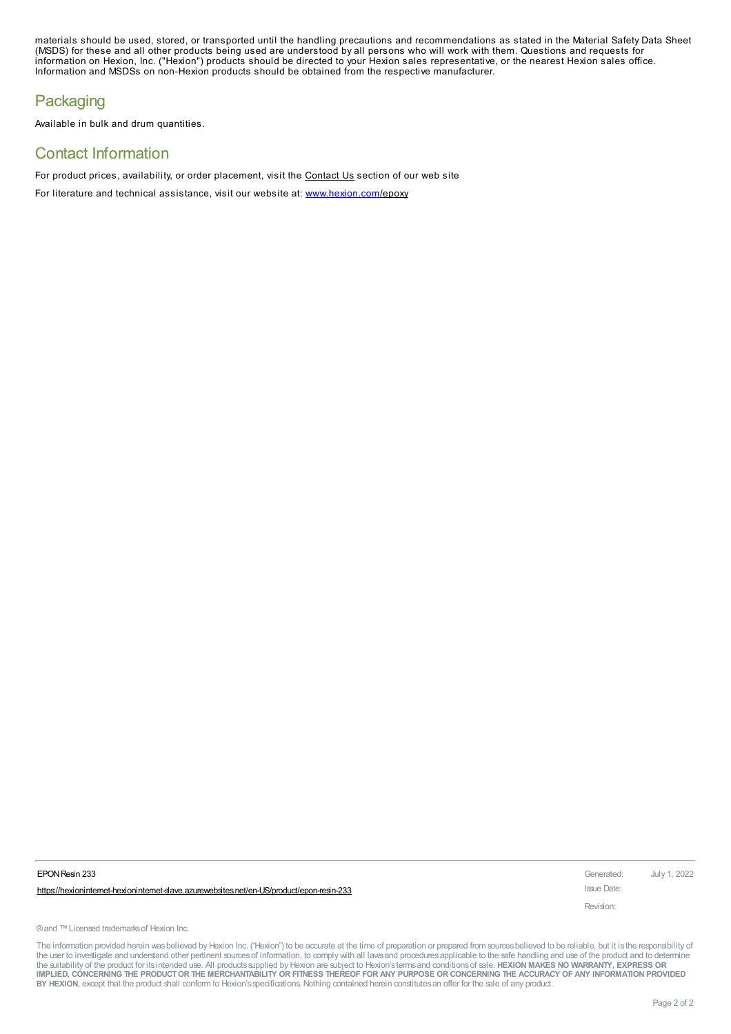materials should be used, stored, or transported until the handling precautions and recommendations as stated in the Material Safety Data Sheet (MSDS) for these and all other products being used are understood by all persons who will work with them. Questions and requests for information on Hexion, Inc. ("Hexion") products should be directed to your Hexion sales representative, or the nearest Hexion sales office. Information and MSDSs on non-Hexion products should be obtained from the respective manufacturer.

## Packaging

Available in bulk and drum quantities.

## Contact Information

For product prices, availability, or order placement, visit the Contact Us section of our web site

For literature and technical assistance, visit our website at: www.hexion.com/epoxy

EPON Resin 233

https://hexioninternet-hexioninternet-slave.azurewebsites.net/en-US/product/epon-resin-233

Generated: July 1, 2022

Issue Date:

Revision:

® and ™ Licensed trademarks of Hexion Inc.

The information provided herein was believed by Hexion Inc. ("Hexion") to be accurate at the time of preparation or prepared from sources believed to be reliable, but it is the responsibility of the user to investigate and understand other pertinent sources of information, to comply with all laws and procedures applicable to the safe handling and use of the product and to determine the suitability of the product for its intended use. All products supplied by Hexion are subject to Hexion's terms and conditions of sale. **HEXION MAKES NO WARRANTY, EXPRESS OR IMPLIED, CONCERNING THE PRODUCT OR THE MERCHANTABILITY OR FITNESS THEREOF FOR ANY PURPOSE OR CONCERNING THE ACCURACY OF ANY INFORMATION PROVIDED BY HEXION**, except that the product shall conform to Hexion's specifications. Nothing contained herein constitutes an offer for the sale of any product.